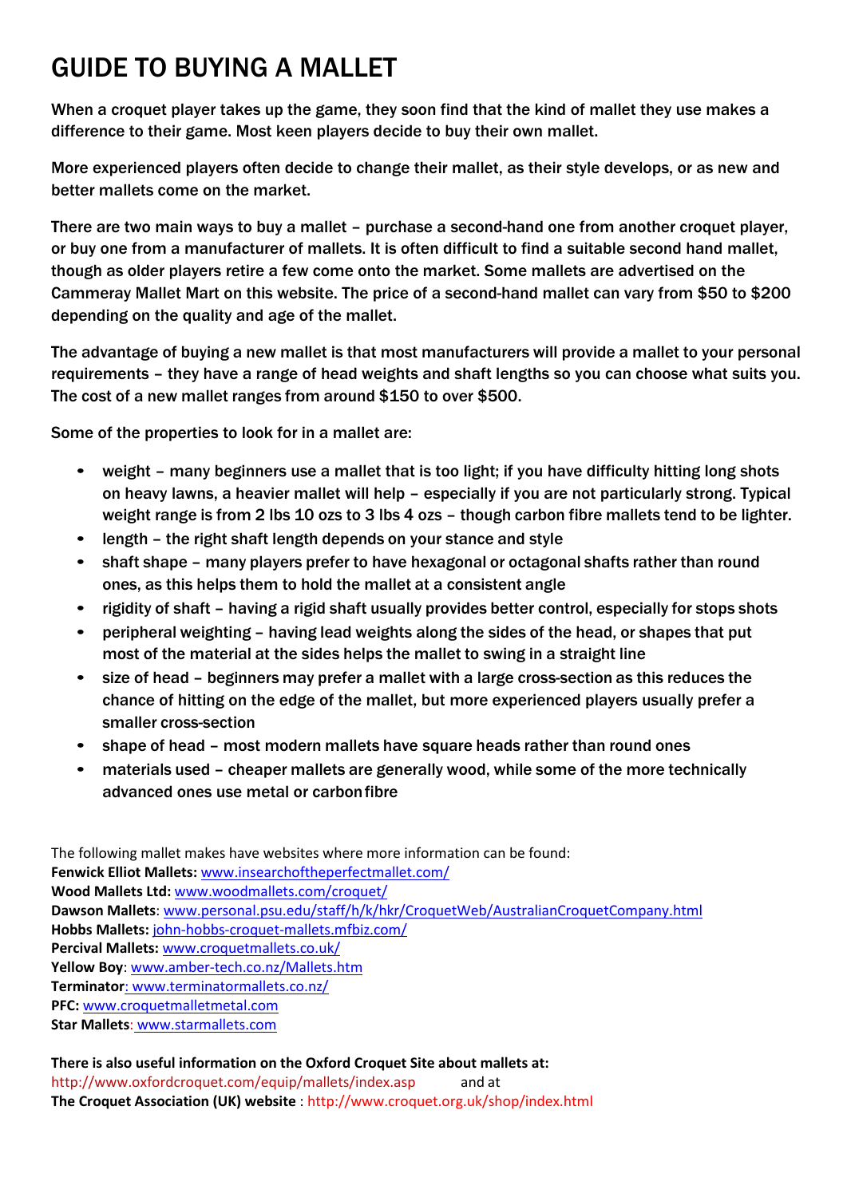# GUIDE TO BUYING A MALLET

When a croquet player takes up the game, they soon find that the kind of mallet they use makes a difference to their game. Most keen players decide to buy their own mallet.

More experienced players often decide to change their mallet, as their style develops, or as new and better mallets come on the market.

There are two main ways to buy a mallet – purchase a second-hand one from another croquet player, or buy one from a manufacturer of mallets. It is often difficult to find a suitable second hand mallet, though as older players retire a few come onto the market. Some mallets are advertised on the Cammeray Mallet Mart on this website. The price of a second-hand mallet can vary from $50 to $200 depending on the quality and age of the mallet.

The advantage of buying a new mallet is that most manufacturers will provide a mallet to your personal requirements – they have a range of head weights and shaft lengths so you can choose what suits you. The cost of a new mallet ranges from around $150 to over $500.

Some of the properties to look for in a mallet are:

- weight – many beginners use a mallet that is too light; if you have difficulty hitting long shots on heavy lawns, a heavier mallet will help – especially if you are not particularly strong. Typical weight range is from 2 lbs 10 ozs to 3 lbs 4 ozs – though carbon fibre mallets tend to be lighter.
- length – the right shaft length depends on your stance and style
- shaft shape – many players prefer to have hexagonal or octagonal shafts rather than round ones, as this helps them to hold the mallet at a consistent angle
- rigidity of shaft – having a rigid shaft usually provides better control, especially for stops shots
- peripheral weighting – having lead weights along the sides of the head, or shapes that put most of the material at the sides helps the mallet to swing in a straight line
- size of head – beginners may prefer a mallet with a large cross-section as this reduces the chance of hitting on the edge of the mallet, but more experienced players usually prefer a smaller cross-section
- shape of head – most modern mallets have square heads rather than round ones
- materials used – cheaper mallets are generally wood, while some of the more technically advanced ones use metal or carbon fibre

The following mallet makes have websites where more information can be found:
**Fenwick Elliot Mallets:** www.insearchoftheperfectmallet.com/
**Wood Mallets Ltd:** www.woodmallets.com/croquet/
**Dawson Mallets**: www.personal.psu.edu/staff/h/k/hkr/CroquetWeb/AustralianCroquetCompany.html
**Hobbs Mallets:** john-hobbs-croquet-mallets.mfbiz.com/
**Percival Mallets:** www.croquetmallets.co.uk/
**Yellow Boy**: www.amber-tech.co.nz/Mallets.htm
**Terminator**: www.terminatormallets.co.nz/
**PFC:** www.croquetmalletmetal.com
**Star Mallets**: www.starmallets.com

**There is also useful information on the Oxford Croquet Site about mallets at:**
http://www.oxfordcroquet.com/equip/mallets/index.asp and at
**The Croquet Association (UK) website** : http://www.croquet.org.uk/shop/index.html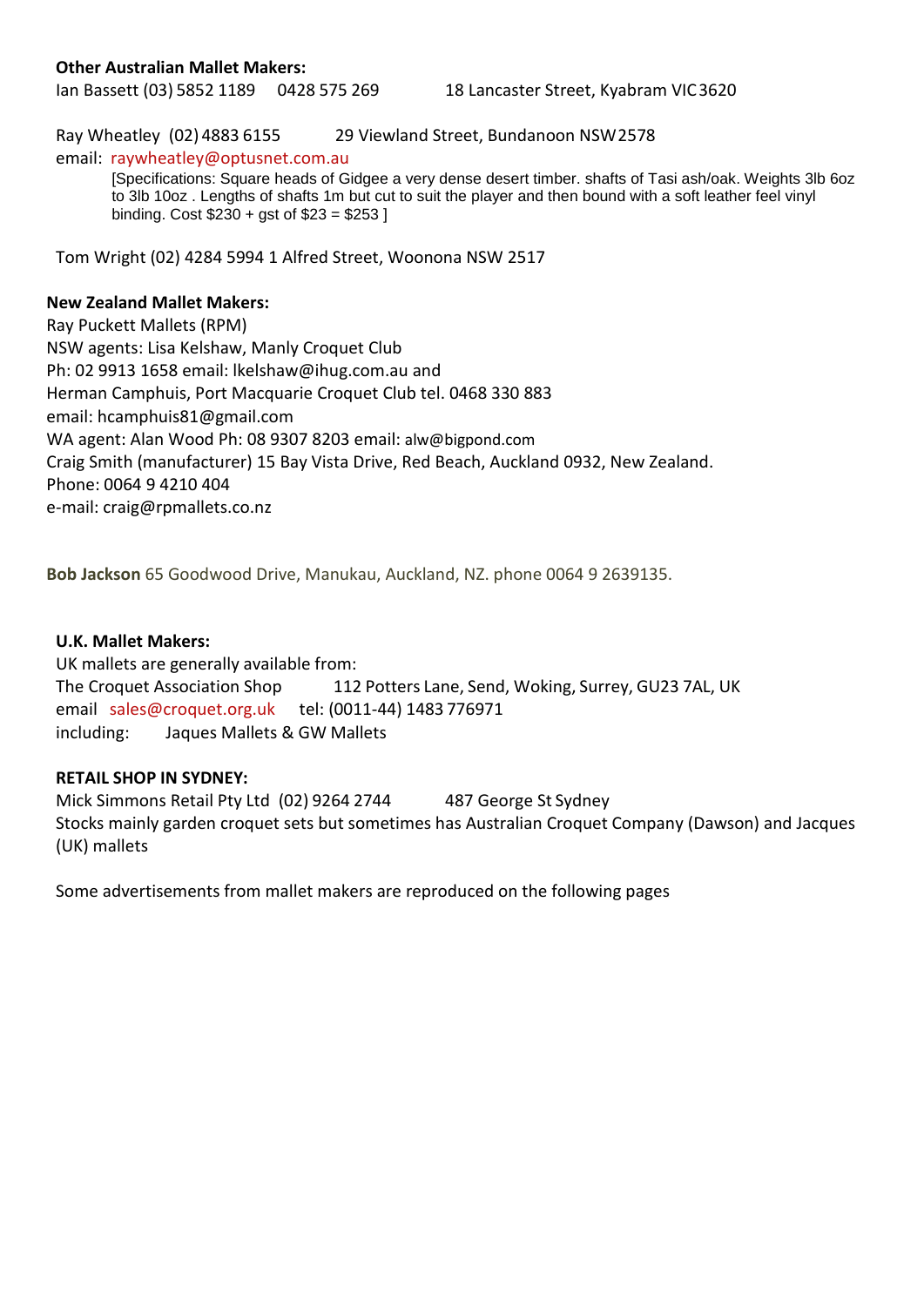**Other Australian Mallet Makers:**

Ian Bassett (03) 5852 1189 0428 575 269 18 Lancaster Street, Kyabram VIC 3620

Ray Wheatley (02) 4883 6155 29 Viewland Street, Bundanoon NSW 2578

email: raywheatley@optusnet.com.au

[Specifications: Square heads of Gidgee a very dense desert timber. shafts of Tasi ash/oak. Weights 3lb 6oz to 3lb 10oz . Lengths of shafts 1m but cut to suit the player and then bound with a soft leather feel vinyl binding. Cost $230 + gst of $23 = $253 ]

Tom Wright (02) 4284 5994 1 Alfred Street, Woonona NSW 2517

**New Zealand Mallet Makers:**

Ray Puckett Mallets (RPM)
NSW agents: Lisa Kelshaw, Manly Croquet Club
Ph: 02 9913 1658 email: lkelshaw@ihug.com.au and
Herman Camphuis, Port Macquarie Croquet Club tel. 0468 330 883
email: hcamphuis81@gmail.com
WA agent: Alan Wood Ph: 08 9307 8203 email: alw@bigpond.com
Craig Smith (manufacturer) 15 Bay Vista Drive, Red Beach, Auckland 0932, New Zealand.
Phone: 0064 9 4210 404
e-mail: craig@rpmallets.co.nz

**Bob Jackson** 65 Goodwood Drive, Manukau, Auckland, NZ. phone 0064 9 2639135.

**U.K. Mallet Makers:**

UK mallets are generally available from:
The Croquet Association Shop 112 Potters Lane, Send, Woking, Surrey, GU23 7AL, UK
email sales@croquet.org.uk tel: (0011-44) 1483 776971
including: Jaques Mallets & GW Mallets

**RETAIL SHOP IN SYDNEY:**

Mick Simmons Retail Pty Ltd (02) 9264 2744 487 George St Sydney
Stocks mainly garden croquet sets but sometimes has Australian Croquet Company (Dawson) and Jacques (UK) mallets

Some advertisements from mallet makers are reproduced on the following pages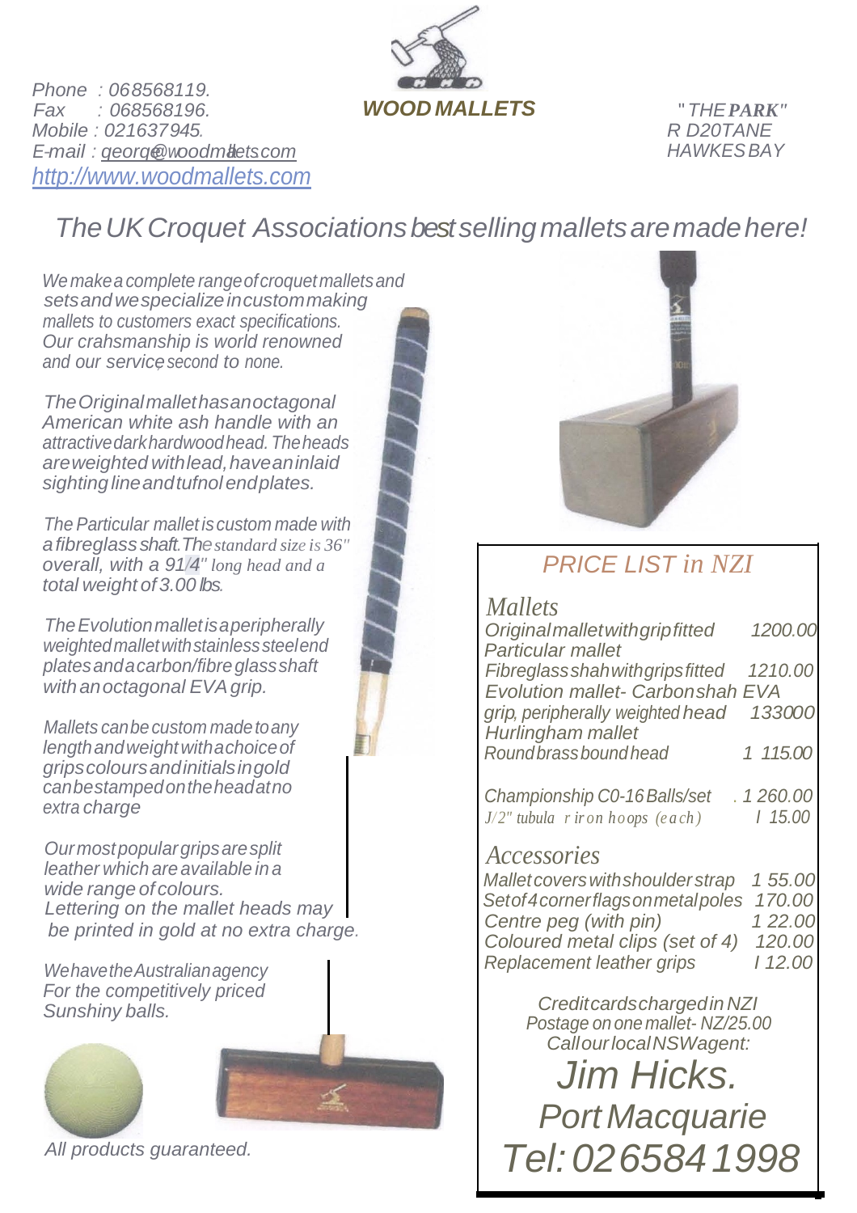Phone : 068568119.
Fax : 068568196.
Mobile : 021637945.
E-mail : george@woodmallets.com
http://www.woodmallets.com

# WOOD MALLETS

"THE PARK"
R D20TANE
HAWKES BAY

## The UK Croquet Associations best selling mallets are made here!

We make a complete range of croquet mallets and sets and we specialize in custom making mallets to customers exact specifications. Our crahsmanship is world renowned and our service second to none.

The Original mallet has an octagonal American white ash handle with an attractive dark hardwood head. The heads are weighted with lead, have an inlaid sighting line and tufnol end plates.

The Particular mallet is custom made with a fibreglass shaft. The standard size is 36" overall, with a 91/4" long head and a total weight of 3.00 lbs.

The Evolution mallet is a peripherally weighted mallet with stainless steel end plates and a carbon/fibre glass shaft with an octagonal EVA grip.

Mallets can be custom made to any length and weight with a choice of grips colours and initials in gold can be stamped on the head at no extra charge

Our most popular grips are split leather which are available in a wide range of colours. Lettering on the mallet heads may be printed in gold at no extra charge.

We have the Australian agency For the competitively priced Sunshiny balls.

All products guaranteed.

## PRICE LIST in NZI

### Mallets

| | |
|---|---|
| Original mallet with grip fitted | 1200.00 |
| Particular mallet Fibreglass shah with grips fitted | 1210.00 |
| Evolution mallet- Carbon shah EVA grip, peripherally weighted head | 133000 |
| Hurlingham mallet Round brass bound head | 1 115.00 |
| Championship C0-16 Balls/set | 1 260.00 |
| J/2" tubula r iron hoops (each) | I 15.00 |

### Accessories

| | |
|---|---|
| Mallet covers with shoulder strap | 1 55.00 |
| Set of 4 corner flags on metal poles | 170.00 |
| Centre peg (with pin) | 1 22.00 |
| Coloured metal clips (set of 4) | 120.00 |
| Replacement leather grips | I 12.00 |

Credit cards charged in NZI
Postage on one mallet- NZ/25.00
Call our local NSW agent:

Jim Hicks.
Port Macquarie
Tel: 02 6584 1998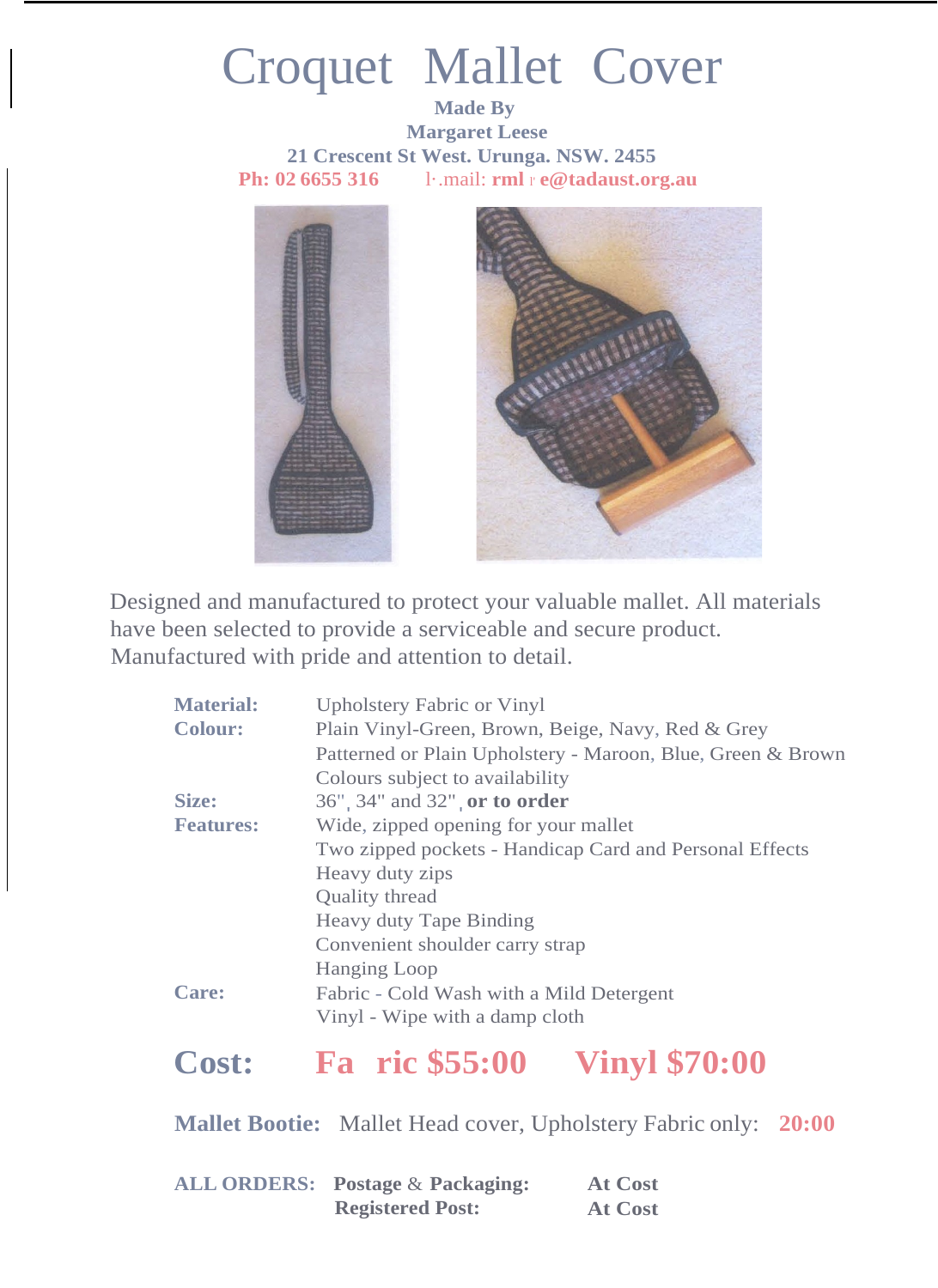# Croquet Mallet Cover

**Made By**
**Margaret Leese**
**21 Crescent St West. Urunga. NSW. 2455**
**Ph: 02 6655 316** l·.mail: **rml r e@tadaust.org.au**

Designed and manufactured to protect your valuable mallet. All materials have been selected to provide a serviceable and secure product. Manufactured with pride and attention to detail.

| | |
|---|---|
| **Material:** | Upholstery Fabric or Vinyl |
| **Colour:** | Plain Vinyl-Green, Brown, Beige, Navy, Red & Grey |
| | Patterned or Plain Upholstery - Maroon, Blue, Green & Brown |
| | Colours subject to availability |
| **Size:** | 36", 34" and 32", **or to order** |
| **Features:** | Wide, zipped opening for your mallet |
| | Two zipped pockets - Handicap Card and Personal Effects |
| | Heavy duty zips |
| | Quality thread |
| | Heavy duty Tape Binding |
| | Convenient shoulder carry strap |
| | Hanging Loop |
| **Care:** | Fabric - Cold Wash with a Mild Detergent |
| | Vinyl - Wipe with a damp cloth |

## Cost: Fa ric $55:00 Vinyl $70:00

**Mallet Bootie:** Mallet Head cover, Upholstery Fabric only: **20:00**

| | | |
|---|---|---|
| **ALL ORDERS:** | **Postage & Packaging:** | **At Cost** |
| | **Registered Post:** | **At Cost** |